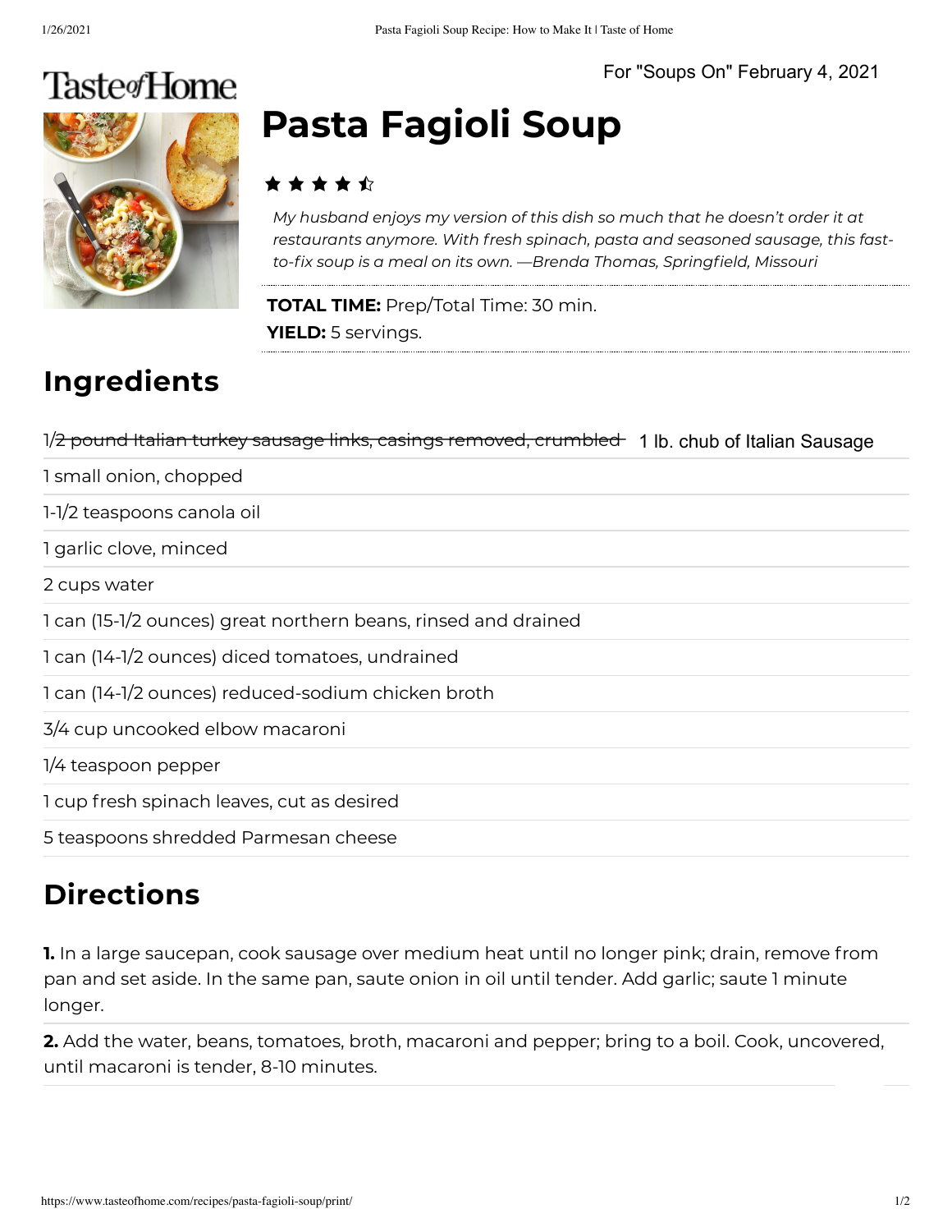Taste of Home

For "Soups On" February 4, 2021

# Pasta Fagioli Soup

*My husband enjoys my version of this dish so much that he doesn't order it at restaurants anymore. With fresh spinach, pasta and seasoned sausage, this fast-to-fix soup is a meal on its own. —Brenda Thomas, Springfield, Missouri*

**TOTAL TIME:** Prep/Total Time: 30 min.
**YIELD:** 5 servings.

## Ingredients

- ~~1/2 pound Italian turkey sausage links, casings removed, crumbled~~ 1 lb. chub of Italian Sausage
- 1 small onion, chopped
- 1-1/2 teaspoons canola oil
- 1 garlic clove, minced
- 2 cups water
- 1 can (15-1/2 ounces) great northern beans, rinsed and drained
- 1 can (14-1/2 ounces) diced tomatoes, undrained
- 1 can (14-1/2 ounces) reduced-sodium chicken broth
- 3/4 cup uncooked elbow macaroni
- 1/4 teaspoon pepper
- 1 cup fresh spinach leaves, cut as desired
- 5 teaspoons shredded Parmesan cheese

## Directions

**1.** In a large saucepan, cook sausage over medium heat until no longer pink; drain, remove from pan and set aside. In the same pan, saute onion in oil until tender. Add garlic; saute 1 minute longer.

**2.** Add the water, beans, tomatoes, broth, macaroni and pepper; bring to a boil. Cook, uncovered, until macaroni is tender, 8-10 minutes.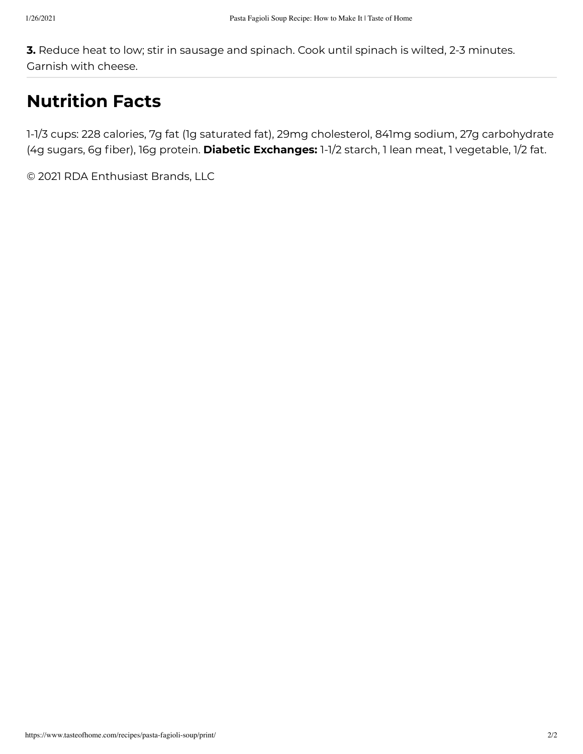**3.** Reduce heat to low; stir in sausage and spinach. Cook until spinach is wilted, 2-3 minutes. Garnish with cheese.

## Nutrition Facts

1-1/3 cups: 228 calories, 7g fat (1g saturated fat), 29mg cholesterol, 841mg sodium, 27g carbohydrate (4g sugars, 6g fiber), 16g protein. **Diabetic Exchanges:** 1-1/2 starch, 1 lean meat, 1 vegetable, 1/2 fat.

© 2021 RDA Enthusiast Brands, LLC